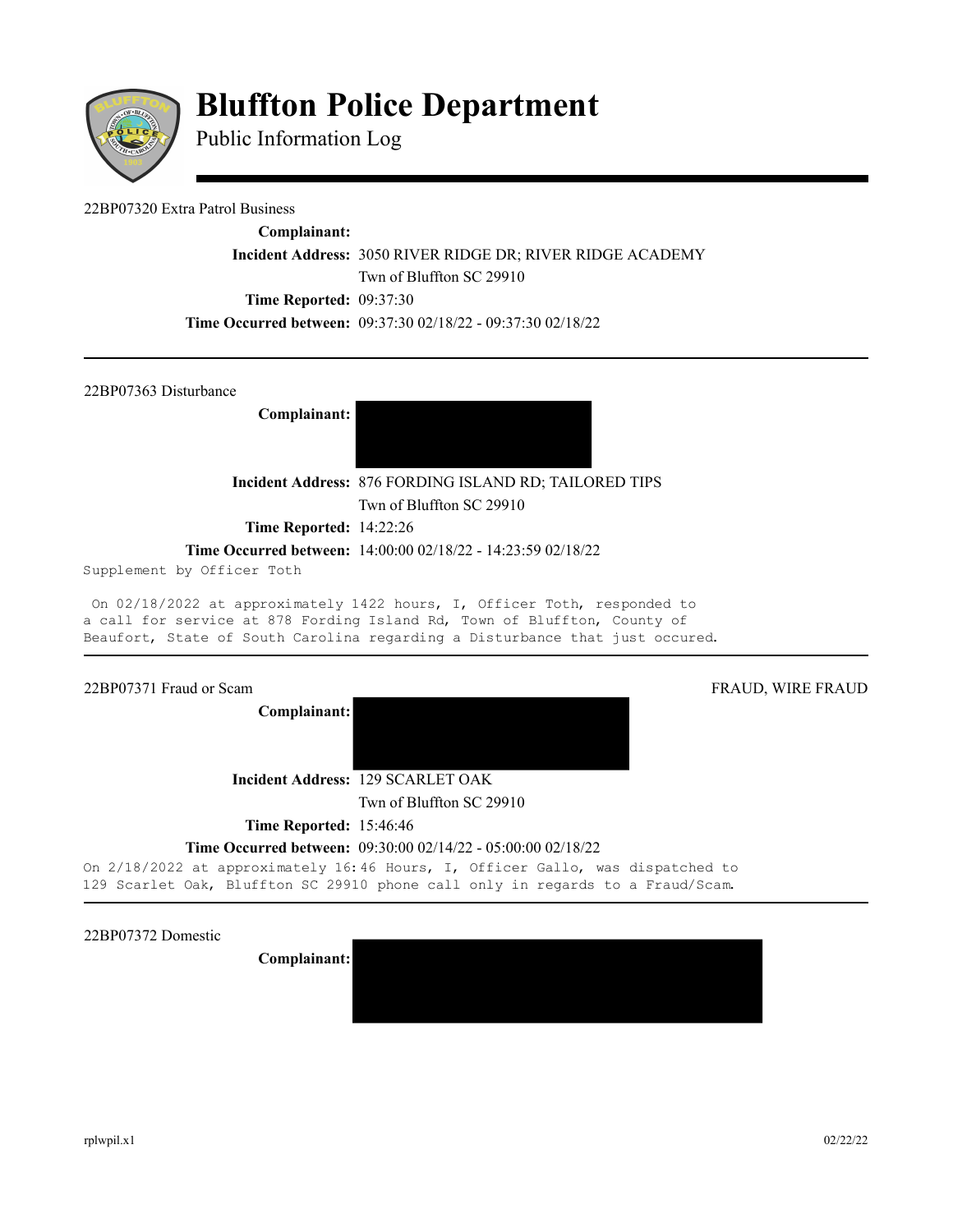# Bluffton Police Department

Public Information Log

---

22BP07320 Extra Patrol Business

**Complainant:**

**Incident Address:** 3050 RIVER RIDGE DR; RIVER RIDGE ACADEMY
Twn of Bluffton SC 29910

**Time Reported:** 09:37:30

**Time Occurred between:** 09:37:30 02/18/22 - 09:37:30 02/18/22

---

22BP07363 Disturbance

**Complainant:**

**Incident Address:** 876 FORDING ISLAND RD; TAILORED TIPS
Twn of Bluffton SC 29910

**Time Reported:** 14:22:26

**Time Occurred between:** 14:00:00 02/18/22 - 14:23:59 02/18/22

Supplement by Officer Toth

On 02/18/2022 at approximately 1422 hours, I, Officer Toth, responded to a call for service at 878 Fording Island Rd, Town of Bluffton, County of Beaufort, State of South Carolina regarding a Disturbance that just occured.

---

22BP07371 Fraud or Scam — FRAUD, WIRE FRAUD

**Complainant:**

**Incident Address:** 129 SCARLET OAK
Twn of Bluffton SC 29910

**Time Reported:** 15:46:46

**Time Occurred between:** 09:30:00 02/14/22 - 05:00:00 02/18/22

On 2/18/2022 at approximately 16:46 Hours, I, Officer Gallo, was dispatched to 129 Scarlet Oak, Bluffton SC 29910 phone call only in regards to a Fraud/Scam.

---

22BP07372 Domestic

**Complainant:**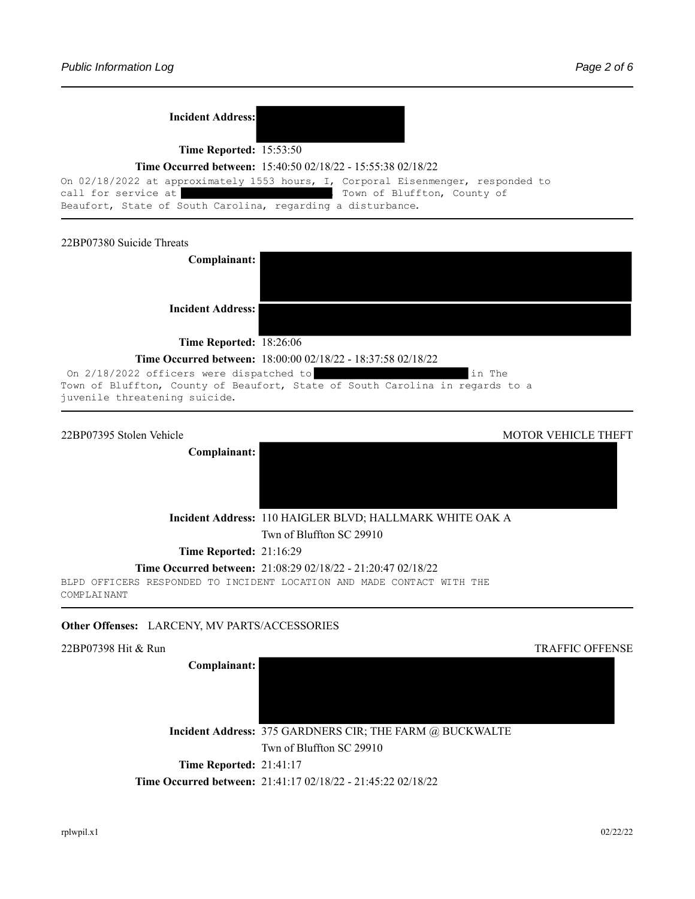**Incident Address:**

**Time Reported:** 15:53:50

**Time Occurred between:** 15:40:50 02/18/22 - 15:55:38 02/18/22

On 02/18/2022 at approximately 1553 hours, I, Corporal Eisenmenger, responded to call for service at , Town of Bluffton, County of Beaufort, State of South Carolina, regarding a disturbance.

---

22BP07380 Suicide Threats

**Complainant:**

**Incident Address:**

**Time Reported:** 18:26:06

**Time Occurred between:** 18:00:00 02/18/22 - 18:37:58 02/18/22

On 2/18/2022 officers were dispatched to in The Town of Bluffton, County of Beaufort, State of South Carolina in regards to a juvenile threatening suicide.

---

22BP07395 Stolen Vehicle — MOTOR VEHICLE THEFT

**Complainant:**

**Incident Address:** 110 HAIGLER BLVD; HALLMARK WHITE OAK A
Twn of Bluffton SC 29910

**Time Reported:** 21:16:29

**Time Occurred between:** 21:08:29 02/18/22 - 21:20:47 02/18/22

BLPD OFFICERS RESPONDED TO INCIDENT LOCATION AND MADE CONTACT WITH THE COMPLAINANT

---

**Other Offenses:** LARCENY, MV PARTS/ACCESSORIES

22BP07398 Hit & Run — TRAFFIC OFFENSE

**Complainant:**

**Incident Address:** 375 GARDNERS CIR; THE FARM @ BUCKWALTE
Twn of Bluffton SC 29910

**Time Reported:** 21:41:17

**Time Occurred between:** 21:41:17 02/18/22 - 21:45:22 02/18/22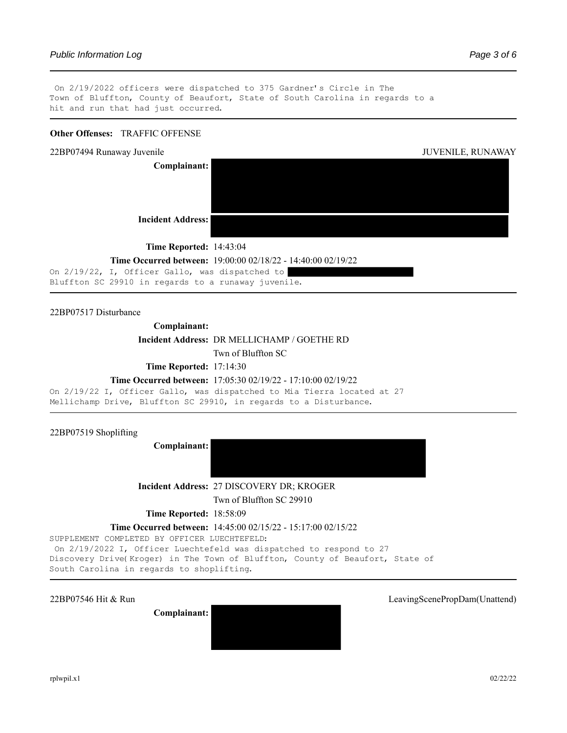On 2/19/2022 officers were dispatched to 375 Gardner's Circle in The Town of Bluffton, County of Beaufort, State of South Carolina in regards to a hit and run that had just occurred.

---

**Other Offenses:** TRAFFIC OFFENSE

22BP07494 Runaway Juvenile — JUVENILE, RUNAWAY

**Complainant:**

**Incident Address:**

**Time Reported:** 14:43:04

**Time Occurred between:** 19:00:00 02/18/22 - 14:40:00 02/19/22

On 2/19/22, I, Officer Gallo, was dispatched to 
Bluffton SC 29910 in regards to a runaway juvenile.

---

22BP07517 Disturbance

**Complainant:**

**Incident Address:** DR MELLICHAMP / GOETHE RD
Twn of Bluffton SC

**Time Reported:** 17:14:30

**Time Occurred between:** 17:05:30 02/19/22 - 17:10:00 02/19/22

On 2/19/22 I, Officer Gallo, was dispatched to Mia Tierra located at 27 Mellichamp Drive, Bluffton SC 29910, in regards to a Disturbance.

---

22BP07519 Shoplifting

**Complainant:**

**Incident Address:** 27 DISCOVERY DR; KROGER
Twn of Bluffton SC 29910

**Time Reported:** 18:58:09

**Time Occurred between:** 14:45:00 02/15/22 - 15:17:00 02/15/22

SUPPLEMENT COMPLETED BY OFFICER LUECHTEFELD:
On 2/19/2022 I, Officer Luechtefeld was dispatched to respond to 27 Discovery Drive( Kroger) in The Town of Bluffton, County of Beaufort, State of South Carolina in regards to shoplifting.

---

22BP07546 Hit & Run — LeavingScenePropDam(Unattend)

**Complainant:**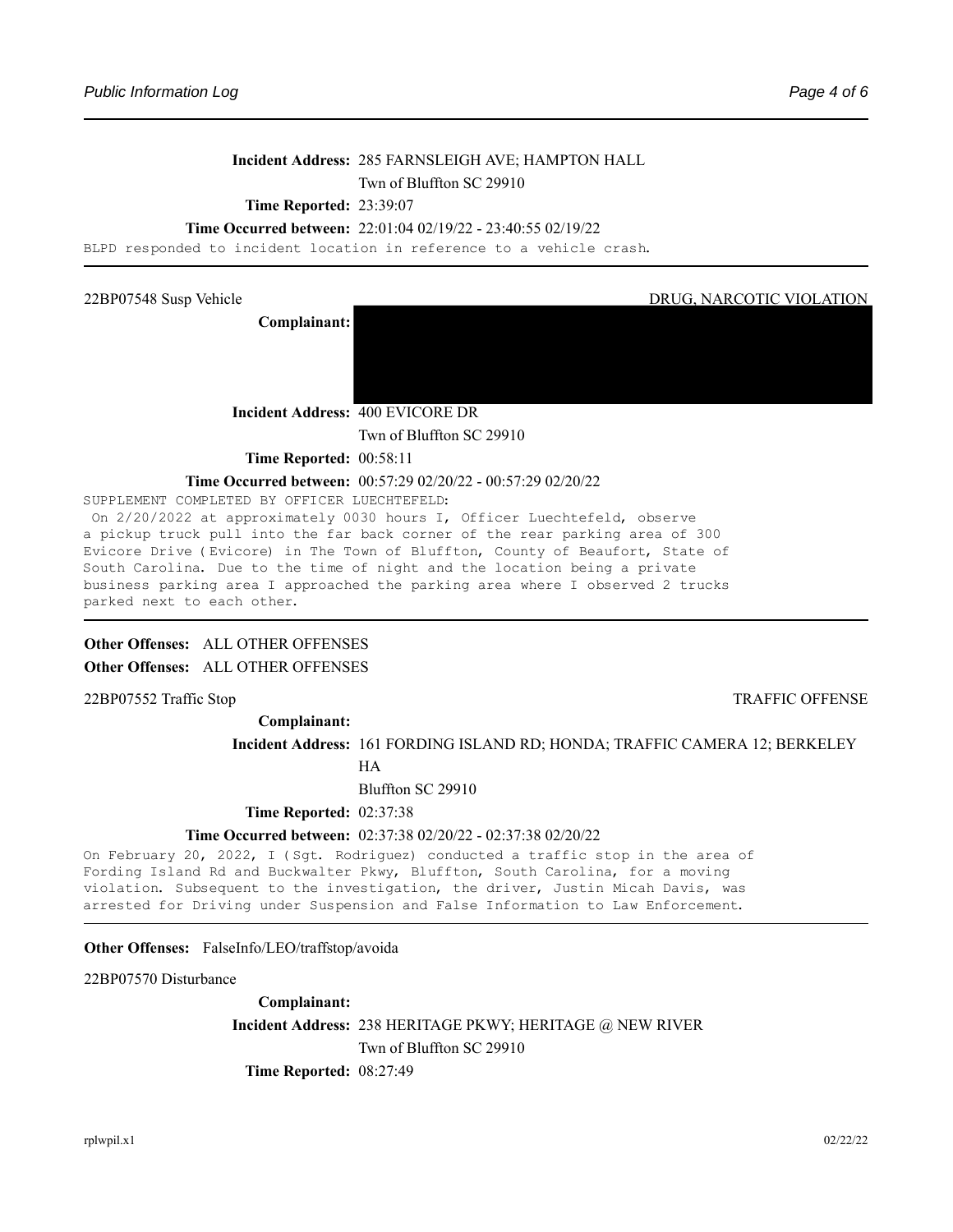**Incident Address:** 285 FARNSLEIGH AVE; HAMPTON HALL
Twn of Bluffton SC 29910

**Time Reported:** 23:39:07

**Time Occurred between:** 22:01:04 02/19/22 - 23:40:55 02/19/22

BLPD responded to incident location in reference to a vehicle crash.

---

22BP07548 Susp Vehicle — DRUG, NARCOTIC VIOLATION

**Complainant:**

**Incident Address:** 400 EVICORE DR
Twn of Bluffton SC 29910

**Time Reported:** 00:58:11

**Time Occurred between:** 00:57:29 02/20/22 - 00:57:29 02/20/22

SUPPLEMENT COMPLETED BY OFFICER LUECHTEFELD:
On 2/20/2022 at approximately 0030 hours I, Officer Luechtefeld, observe a pickup truck pull into the far back corner of the rear parking area of 300 Evicore Drive (Evicore) in The Town of Bluffton, County of Beaufort, State of South Carolina. Due to the time of night and the location being a private business parking area I approached the parking area where I observed 2 trucks parked next to each other.

---

**Other Offenses:** ALL OTHER OFFENSES

**Other Offenses:** ALL OTHER OFFENSES

22BP07552 Traffic Stop — TRAFFIC OFFENSE

**Complainant:**

**Incident Address:** 161 FORDING ISLAND RD; HONDA; TRAFFIC CAMERA 12; BERKELEY HA
Bluffton SC 29910

**Time Reported:** 02:37:38

**Time Occurred between:** 02:37:38 02/20/22 - 02:37:38 02/20/22

On February 20, 2022, I (Sgt. Rodriguez) conducted a traffic stop in the area of Fording Island Rd and Buckwalter Pkwy, Bluffton, South Carolina, for a moving violation. Subsequent to the investigation, the driver, Justin Micah Davis, was arrested for Driving under Suspension and False Information to Law Enforcement.

---

**Other Offenses:** FalseInfo/LEO/traffstop/avoida

22BP07570 Disturbance

**Complainant:**

**Incident Address:** 238 HERITAGE PKWY; HERITAGE @ NEW RIVER
Twn of Bluffton SC 29910

**Time Reported:** 08:27:49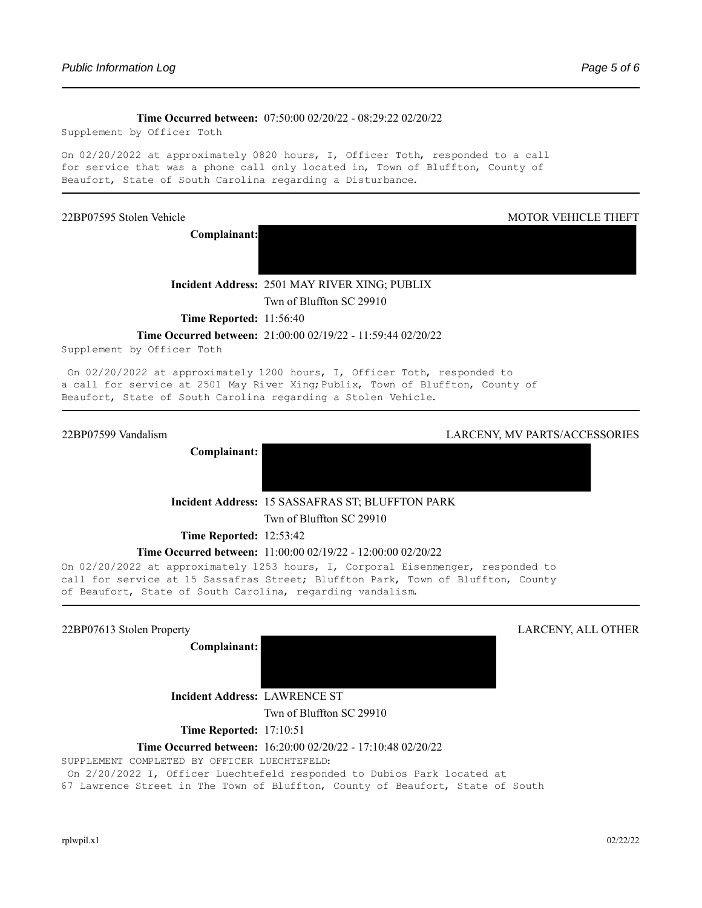**Time Occurred between:** 07:50:00 02/20/22 - 08:29:22 02/20/22

Supplement by Officer Toth

On 02/20/2022 at approximately 0820 hours, I, Officer Toth, responded to a call for service that was a phone call only located in, Town of Bluffton, County of Beaufort, State of South Carolina regarding a Disturbance.

---

22BP07595 Stolen Vehicle — MOTOR VEHICLE THEFT

**Complainant:**

**Incident Address:** 2501 MAY RIVER XING; PUBLIX
Twn of Bluffton SC 29910

**Time Reported:** 11:56:40

**Time Occurred between:** 21:00:00 02/19/22 - 11:59:44 02/20/22

Supplement by Officer Toth

On 02/20/2022 at approximately 1200 hours, I, Officer Toth, responded to a call for service at 2501 May River Xing;Publix, Town of Bluffton, County of Beaufort, State of South Carolina regarding a Stolen Vehicle.

---

22BP07599 Vandalism — LARCENY, MV PARTS/ACCESSORIES

**Complainant:**

**Incident Address:** 15 SASSAFRAS ST; BLUFFTON PARK
Twn of Bluffton SC 29910

**Time Reported:** 12:53:42

**Time Occurred between:** 11:00:00 02/19/22 - 12:00:00 02/20/22

On 02/20/2022 at approximately 1253 hours, I, Corporal Eisenmenger, responded to call for service at 15 Sassafras Street; Bluffton Park, Town of Bluffton, County of Beaufort, State of South Carolina, regarding vandalism.

---

22BP07613 Stolen Property — LARCENY, ALL OTHER

**Complainant:**

**Incident Address:** LAWRENCE ST
Twn of Bluffton SC 29910

**Time Reported:** 17:10:51

**Time Occurred between:** 16:20:00 02/20/22 - 17:10:48 02/20/22

SUPPLEMENT COMPLETED BY OFFICER LUECHTEFELD:

On 2/20/2022 I, Officer Luechtefeld responded to Dubios Park located at 67 Lawrence Street in The Town of Bluffton, County of Beaufort, State of South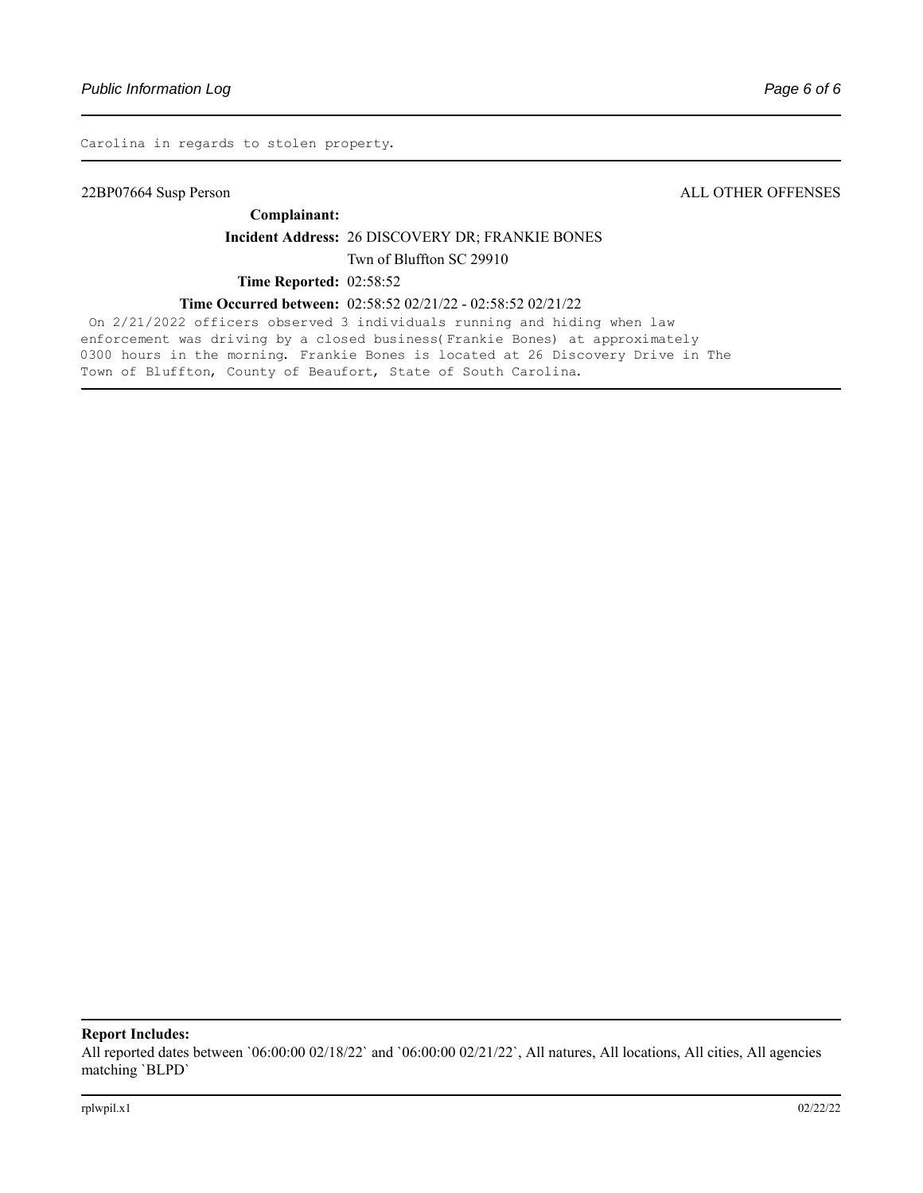Carolina in regards to stolen property.

---

22BP07664 Susp Person — ALL OTHER OFFENSES

**Complainant:**

**Incident Address:** 26 DISCOVERY DR; FRANKIE BONES
Twn of Bluffton SC 29910

**Time Reported:** 02:58:52

**Time Occurred between:** 02:58:52 02/21/22 - 02:58:52 02/21/22

On 2/21/2022 officers observed 3 individuals running and hiding when law enforcement was driving by a closed business(Frankie Bones) at approximately 0300 hours in the morning. Frankie Bones is located at 26 Discovery Drive in The Town of Bluffton, County of Beaufort, State of South Carolina.

---

**Report Includes:**

All reported dates between `06:00:00 02/18/22` and `06:00:00 02/21/22`, All natures, All locations, All cities, All agencies matching `BLPD`

rplwpil.x1 — 02/22/22